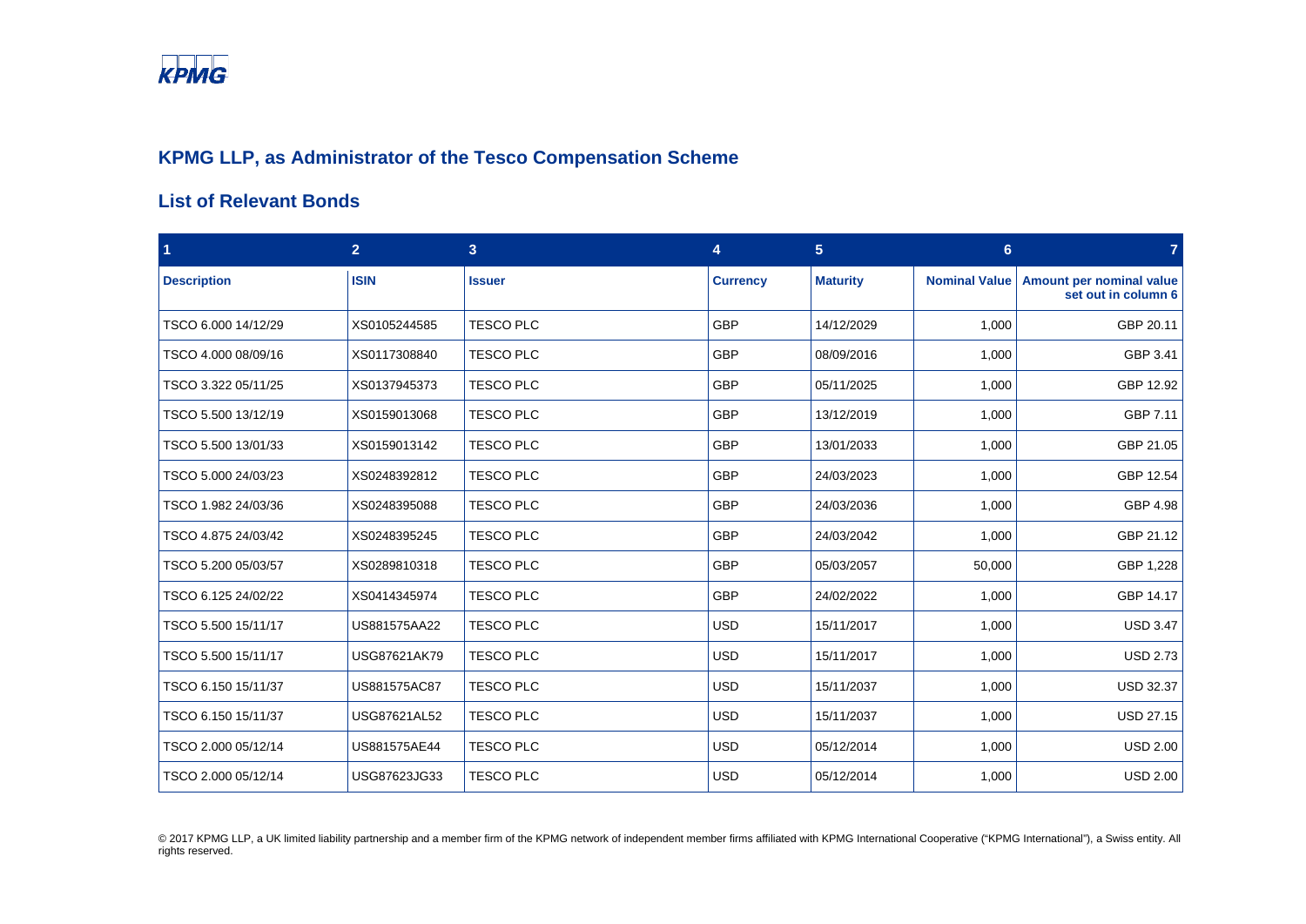## KPMG LLP, as Administrator of the Tesco Compensation Scheme

## List of Relevant Bonds

| 1 | 2 | 3 | 4 | 5 | 6 | 7 |
|---|---|---|---|---|---|---|
| **Description** | **ISIN** | **Issuer** | **Currency** | **Maturity** | **Nominal Value** | **Amount per nominal value set out in column 6** |
| TSCO 6.000 14/12/29 | XS0105244585 | TESCO PLC | GBP | 14/12/2029 | 1,000 | GBP 20.11 |
| TSCO 4.000 08/09/16 | XS0117308840 | TESCO PLC | GBP | 08/09/2016 | 1,000 | GBP 3.41 |
| TSCO 3.322 05/11/25 | XS0137945373 | TESCO PLC | GBP | 05/11/2025 | 1,000 | GBP 12.92 |
| TSCO 5.500 13/12/19 | XS0159013068 | TESCO PLC | GBP | 13/12/2019 | 1,000 | GBP 7.11 |
| TSCO 5.500 13/01/33 | XS0159013142 | TESCO PLC | GBP | 13/01/2033 | 1,000 | GBP 21.05 |
| TSCO 5.000 24/03/23 | XS0248392812 | TESCO PLC | GBP | 24/03/2023 | 1,000 | GBP 12.54 |
| TSCO 1.982 24/03/36 | XS0248395088 | TESCO PLC | GBP | 24/03/2036 | 1,000 | GBP 4.98 |
| TSCO 4.875 24/03/42 | XS0248395245 | TESCO PLC | GBP | 24/03/2042 | 1,000 | GBP 21.12 |
| TSCO 5.200 05/03/57 | XS0289810318 | TESCO PLC | GBP | 05/03/2057 | 50,000 | GBP 1,228 |
| TSCO 6.125 24/02/22 | XS0414345974 | TESCO PLC | GBP | 24/02/2022 | 1,000 | GBP 14.17 |
| TSCO 5.500 15/11/17 | US881575AA22 | TESCO PLC | USD | 15/11/2017 | 1,000 | USD 3.47 |
| TSCO 5.500 15/11/17 | USG87621AK79 | TESCO PLC | USD | 15/11/2017 | 1,000 | USD 2.73 |
| TSCO 6.150 15/11/37 | US881575AC87 | TESCO PLC | USD | 15/11/2037 | 1,000 | USD 32.37 |
| TSCO 6.150 15/11/37 | USG87621AL52 | TESCO PLC | USD | 15/11/2037 | 1,000 | USD 27.15 |
| TSCO 2.000 05/12/14 | US881575AE44 | TESCO PLC | USD | 05/12/2014 | 1,000 | USD 2.00 |
| TSCO 2.000 05/12/14 | USG87623JG33 | TESCO PLC | USD | 05/12/2014 | 1,000 | USD 2.00 |

© 2017 KPMG LLP, a UK limited liability partnership and a member firm of the KPMG network of independent member firms affiliated with KPMG International Cooperative ("KPMG International"), a Swiss entity. All rights reserved.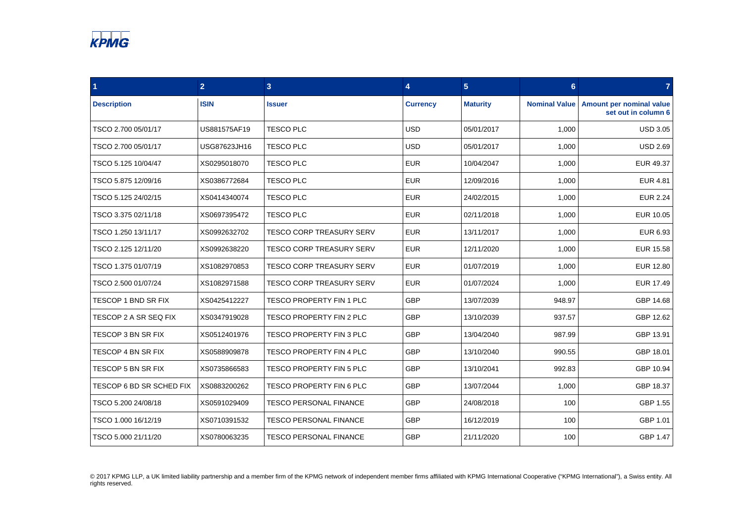| 1 | 2 | 3 | 4 | 5 | 6 | 7 |
|---|---|---|---|---|---|---|
| **Description** | **ISIN** | **Issuer** | **Currency** | **Maturity** | **Nominal Value** | **Amount per nominal value set out in column 6** |
| TSCO 2.700 05/01/17 | US881575AF19 | TESCO PLC | USD | 05/01/2017 | 1,000 | USD 3.05 |
| TSCO 2.700 05/01/17 | USG87623JH16 | TESCO PLC | USD | 05/01/2017 | 1,000 | USD 2.69 |
| TSCO 5.125 10/04/47 | XS0295018070 | TESCO PLC | EUR | 10/04/2047 | 1,000 | EUR 49.37 |
| TSCO 5.875 12/09/16 | XS0386772684 | TESCO PLC | EUR | 12/09/2016 | 1,000 | EUR 4.81 |
| TSCO 5.125 24/02/15 | XS0414340074 | TESCO PLC | EUR | 24/02/2015 | 1,000 | EUR 2.24 |
| TSCO 3.375 02/11/18 | XS0697395472 | TESCO PLC | EUR | 02/11/2018 | 1,000 | EUR 10.05 |
| TSCO 1.250 13/11/17 | XS0992632702 | TESCO CORP TREASURY SERV | EUR | 13/11/2017 | 1,000 | EUR 6.93 |
| TSCO 2.125 12/11/20 | XS0992638220 | TESCO CORP TREASURY SERV | EUR | 12/11/2020 | 1,000 | EUR 15.58 |
| TSCO 1.375 01/07/19 | XS1082970853 | TESCO CORP TREASURY SERV | EUR | 01/07/2019 | 1,000 | EUR 12.80 |
| TSCO 2.500 01/07/24 | XS1082971588 | TESCO CORP TREASURY SERV | EUR | 01/07/2024 | 1,000 | EUR 17.49 |
| TESCOP 1 BND SR FIX | XS0425412227 | TESCO PROPERTY FIN 1 PLC | GBP | 13/07/2039 | 948.97 | GBP 14.68 |
| TESCOP 2 A SR SEQ FIX | XS0347919028 | TESCO PROPERTY FIN 2 PLC | GBP | 13/10/2039 | 937.57 | GBP 12.62 |
| TESCOP 3 BN SR FIX | XS0512401976 | TESCO PROPERTY FIN 3 PLC | GBP | 13/04/2040 | 987.99 | GBP 13.91 |
| TESCOP 4 BN SR FIX | XS0588909878 | TESCO PROPERTY FIN 4 PLC | GBP | 13/10/2040 | 990.55 | GBP 18.01 |
| TESCOP 5 BN SR FIX | XS0735866583 | TESCO PROPERTY FIN 5 PLC | GBP | 13/10/2041 | 992.83 | GBP 10.94 |
| TESCOP 6 BD SR SCHED FIX | XS0883200262 | TESCO PROPERTY FIN 6 PLC | GBP | 13/07/2044 | 1,000 | GBP 18.37 |
| TSCO 5.200 24/08/18 | XS0591029409 | TESCO PERSONAL FINANCE | GBP | 24/08/2018 | 100 | GBP 1.55 |
| TSCO 1.000 16/12/19 | XS0710391532 | TESCO PERSONAL FINANCE | GBP | 16/12/2019 | 100 | GBP 1.01 |
| TSCO 5.000 21/11/20 | XS0780063235 | TESCO PERSONAL FINANCE | GBP | 21/11/2020 | 100 | GBP 1.47 |

© 2017 KPMG LLP, a UK limited liability partnership and a member firm of the KPMG network of independent member firms affiliated with KPMG International Cooperative ("KPMG International"), a Swiss entity. All rights reserved.